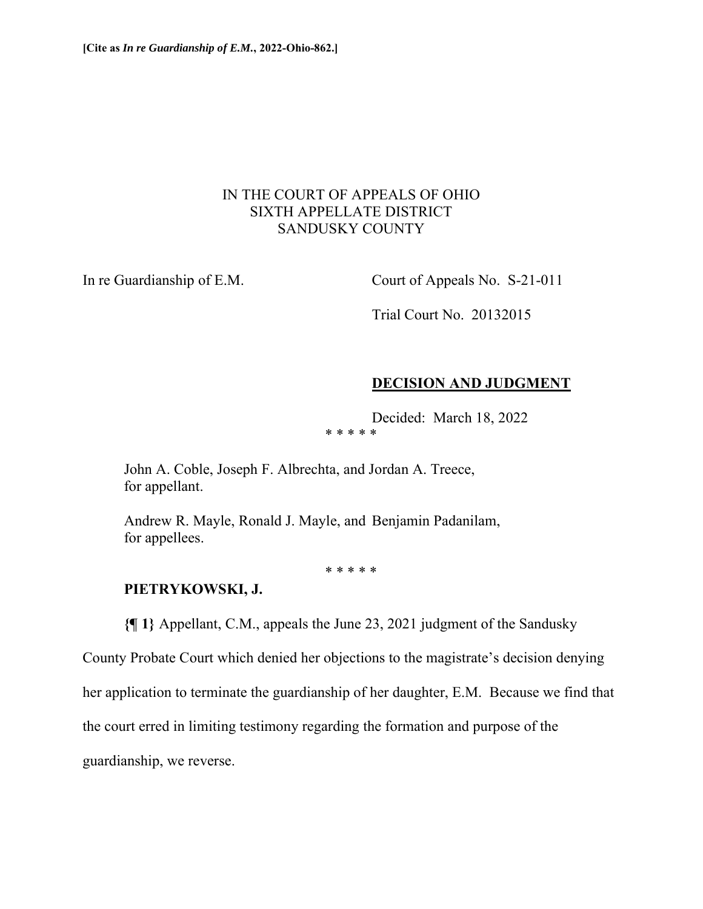**[Cite as *In re Guardianship of E.M.*, 2022-Ohio-862.]**

IN THE COURT OF APPEALS OF OHIO
SIXTH APPELLATE DISTRICT
SANDUSKY COUNTY

In re Guardianship of E.M.

Court of Appeals No. S-21-011

Trial Court No. 20132015

**DECISION AND JUDGMENT**

Decided: March 18, 2022

\* \* \* \* \*

John A. Coble, Joseph F. Albrechta, and Jordan A. Treece, for appellant.

Andrew R. Mayle, Ronald J. Mayle, and Benjamin Padanilam, for appellees.

\* \* \* \* \*

**PIETRYKOWSKI, J.**

**{¶ 1}** Appellant, C.M., appeals the June 23, 2021 judgment of the Sandusky County Probate Court which denied her objections to the magistrate's decision denying her application to terminate the guardianship of her daughter, E.M. Because we find that the court erred in limiting testimony regarding the formation and purpose of the guardianship, we reverse.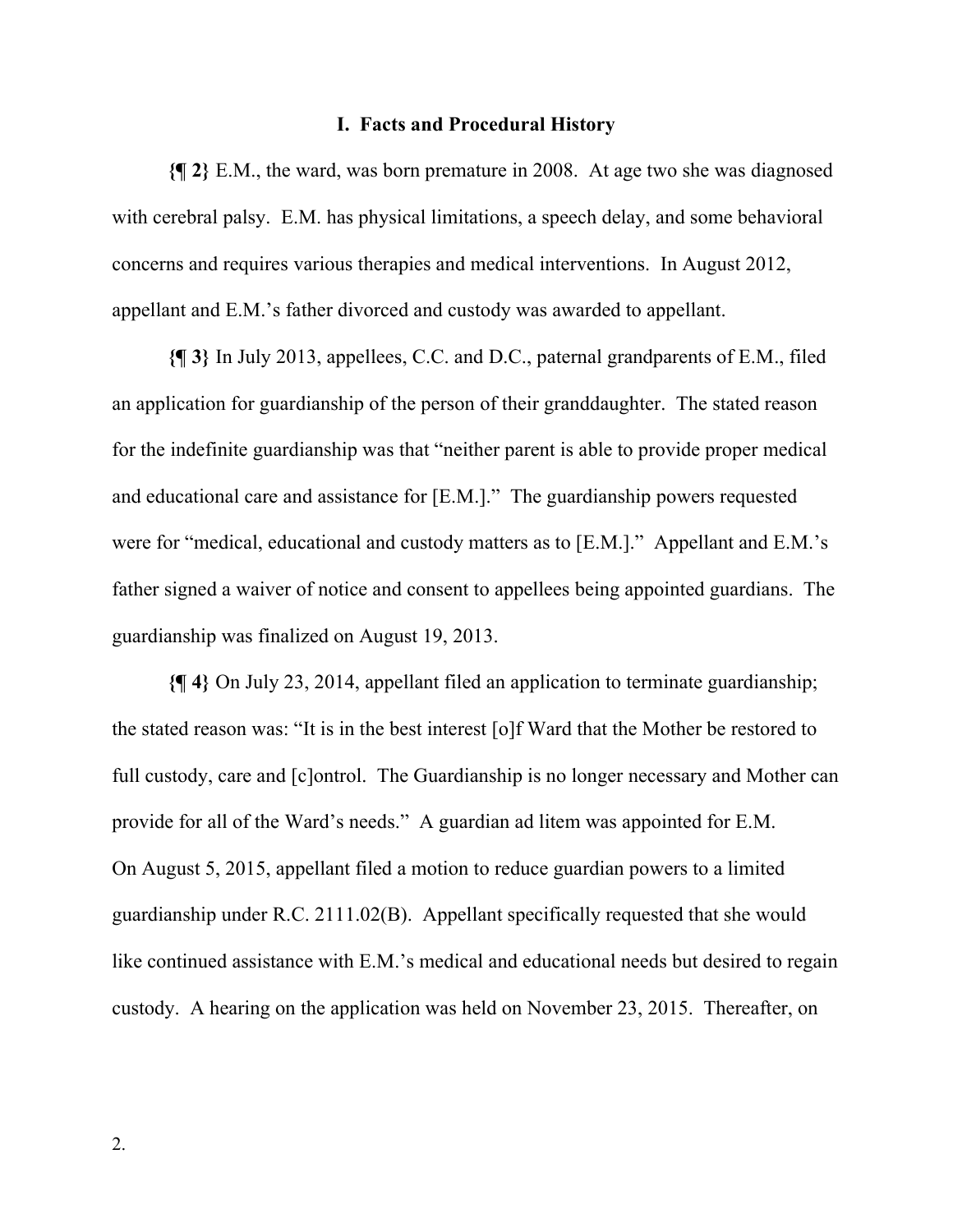## I. Facts and Procedural History

**{¶ 2}** E.M., the ward, was born premature in 2008. At age two she was diagnosed with cerebral palsy. E.M. has physical limitations, a speech delay, and some behavioral concerns and requires various therapies and medical interventions. In August 2012, appellant and E.M.'s father divorced and custody was awarded to appellant.

**{¶ 3}** In July 2013, appellees, C.C. and D.C., paternal grandparents of E.M., filed an application for guardianship of the person of their granddaughter. The stated reason for the indefinite guardianship was that "neither parent is able to provide proper medical and educational care and assistance for [E.M.]." The guardianship powers requested were for "medical, educational and custody matters as to [E.M.]." Appellant and E.M.'s father signed a waiver of notice and consent to appellees being appointed guardians. The guardianship was finalized on August 19, 2013.

**{¶ 4}** On July 23, 2014, appellant filed an application to terminate guardianship; the stated reason was: "It is in the best interest [o]f Ward that the Mother be restored to full custody, care and [c]ontrol. The Guardianship is no longer necessary and Mother can provide for all of the Ward's needs." A guardian ad litem was appointed for E.M. On August 5, 2015, appellant filed a motion to reduce guardian powers to a limited guardianship under R.C. 2111.02(B). Appellant specifically requested that she would like continued assistance with E.M.'s medical and educational needs but desired to regain custody. A hearing on the application was held on November 23, 2015. Thereafter, on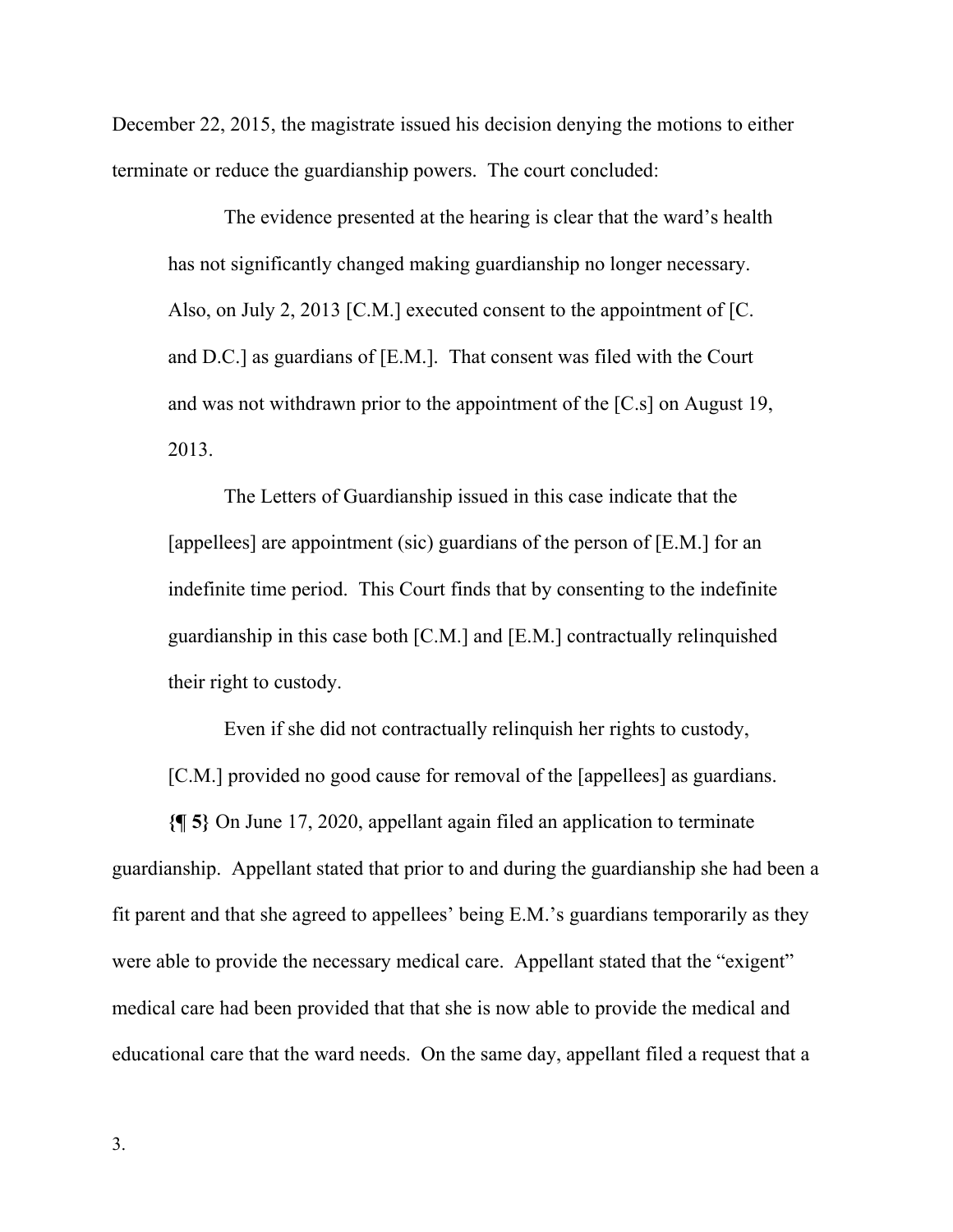December 22, 2015, the magistrate issued his decision denying the motions to either terminate or reduce the guardianship powers. The court concluded:

> The evidence presented at the hearing is clear that the ward's health has not significantly changed making guardianship no longer necessary. Also, on July 2, 2013 [C.M.] executed consent to the appointment of [C. and D.C.] as guardians of [E.M.]. That consent was filed with the Court and was not withdrawn prior to the appointment of the [C.s] on August 19, 2013.
>
> The Letters of Guardianship issued in this case indicate that the [appellees] are appointment (sic) guardians of the person of [E.M.] for an indefinite time period. This Court finds that by consenting to the indefinite guardianship in this case both [C.M.] and [E.M.] contractually relinquished their right to custody.
>
> Even if she did not contractually relinquish her rights to custody, [C.M.] provided no good cause for removal of the [appellees] as guardians.

**{¶ 5}** On June 17, 2020, appellant again filed an application to terminate guardianship. Appellant stated that prior to and during the guardianship she had been a fit parent and that she agreed to appellees' being E.M.'s guardians temporarily as they were able to provide the necessary medical care. Appellant stated that the "exigent" medical care had been provided that that she is now able to provide the medical and educational care that the ward needs. On the same day, appellant filed a request that a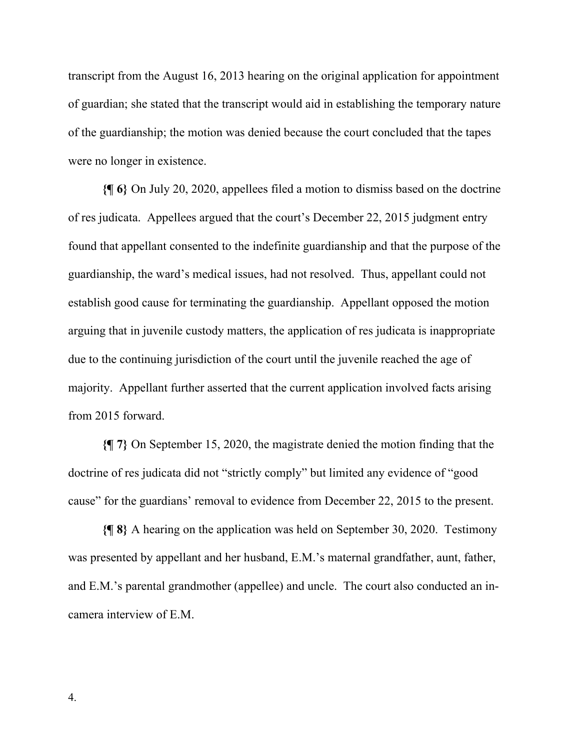transcript from the August 16, 2013 hearing on the original application for appointment of guardian; she stated that the transcript would aid in establishing the temporary nature of the guardianship; the motion was denied because the court concluded that the tapes were no longer in existence.

**{¶ 6}** On July 20, 2020, appellees filed a motion to dismiss based on the doctrine of res judicata. Appellees argued that the court's December 22, 2015 judgment entry found that appellant consented to the indefinite guardianship and that the purpose of the guardianship, the ward's medical issues, had not resolved. Thus, appellant could not establish good cause for terminating the guardianship. Appellant opposed the motion arguing that in juvenile custody matters, the application of res judicata is inappropriate due to the continuing jurisdiction of the court until the juvenile reached the age of majority. Appellant further asserted that the current application involved facts arising from 2015 forward.

**{¶ 7}** On September 15, 2020, the magistrate denied the motion finding that the doctrine of res judicata did not "strictly comply" but limited any evidence of "good cause" for the guardians' removal to evidence from December 22, 2015 to the present.

**{¶ 8}** A hearing on the application was held on September 30, 2020. Testimony was presented by appellant and her husband, E.M.'s maternal grandfather, aunt, father, and E.M.'s parental grandmother (appellee) and uncle. The court also conducted an in-camera interview of E.M.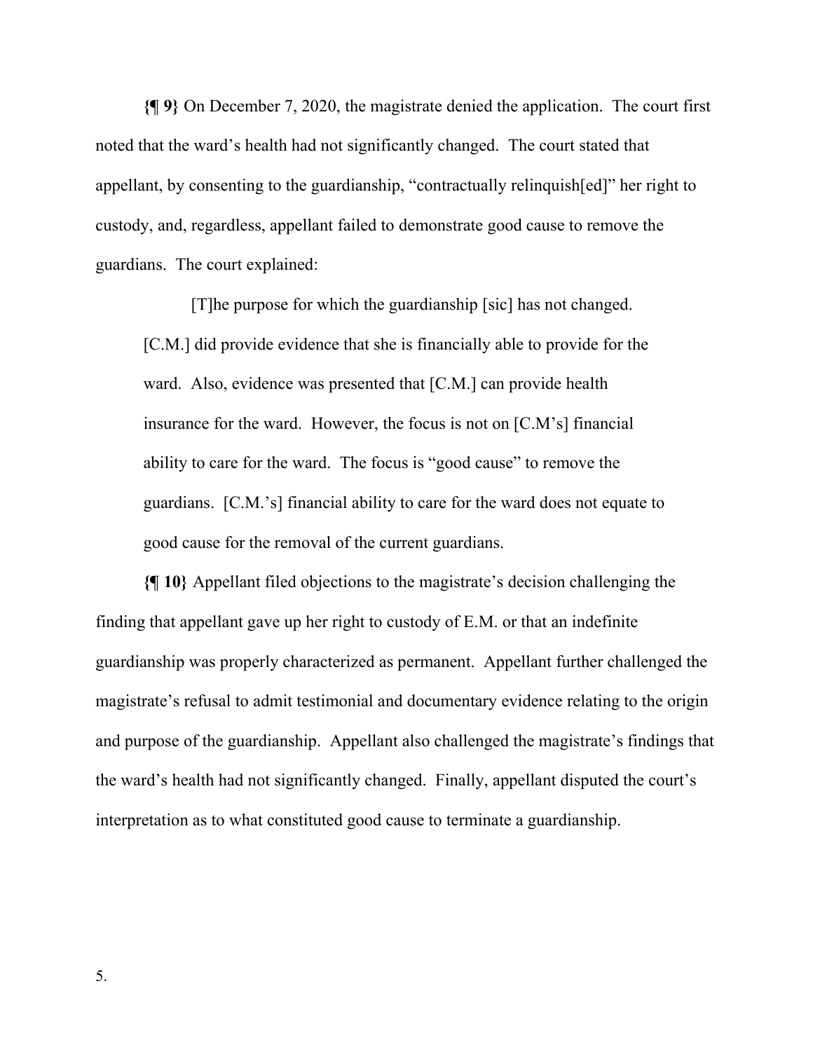**{¶ 9}** On December 7, 2020, the magistrate denied the application. The court first noted that the ward's health had not significantly changed. The court stated that appellant, by consenting to the guardianship, "contractually relinquish[ed]" her right to custody, and, regardless, appellant failed to demonstrate good cause to remove the guardians. The court explained:

> [T]he purpose for which the guardianship [sic] has not changed. [C.M.] did provide evidence that she is financially able to provide for the ward. Also, evidence was presented that [C.M.] can provide health insurance for the ward. However, the focus is not on [C.M's] financial ability to care for the ward. The focus is "good cause" to remove the guardians. [C.M.'s] financial ability to care for the ward does not equate to good cause for the removal of the current guardians.

**{¶ 10}** Appellant filed objections to the magistrate's decision challenging the finding that appellant gave up her right to custody of E.M. or that an indefinite guardianship was properly characterized as permanent. Appellant further challenged the magistrate's refusal to admit testimonial and documentary evidence relating to the origin and purpose of the guardianship. Appellant also challenged the magistrate's findings that the ward's health had not significantly changed. Finally, appellant disputed the court's interpretation as to what constituted good cause to terminate a guardianship.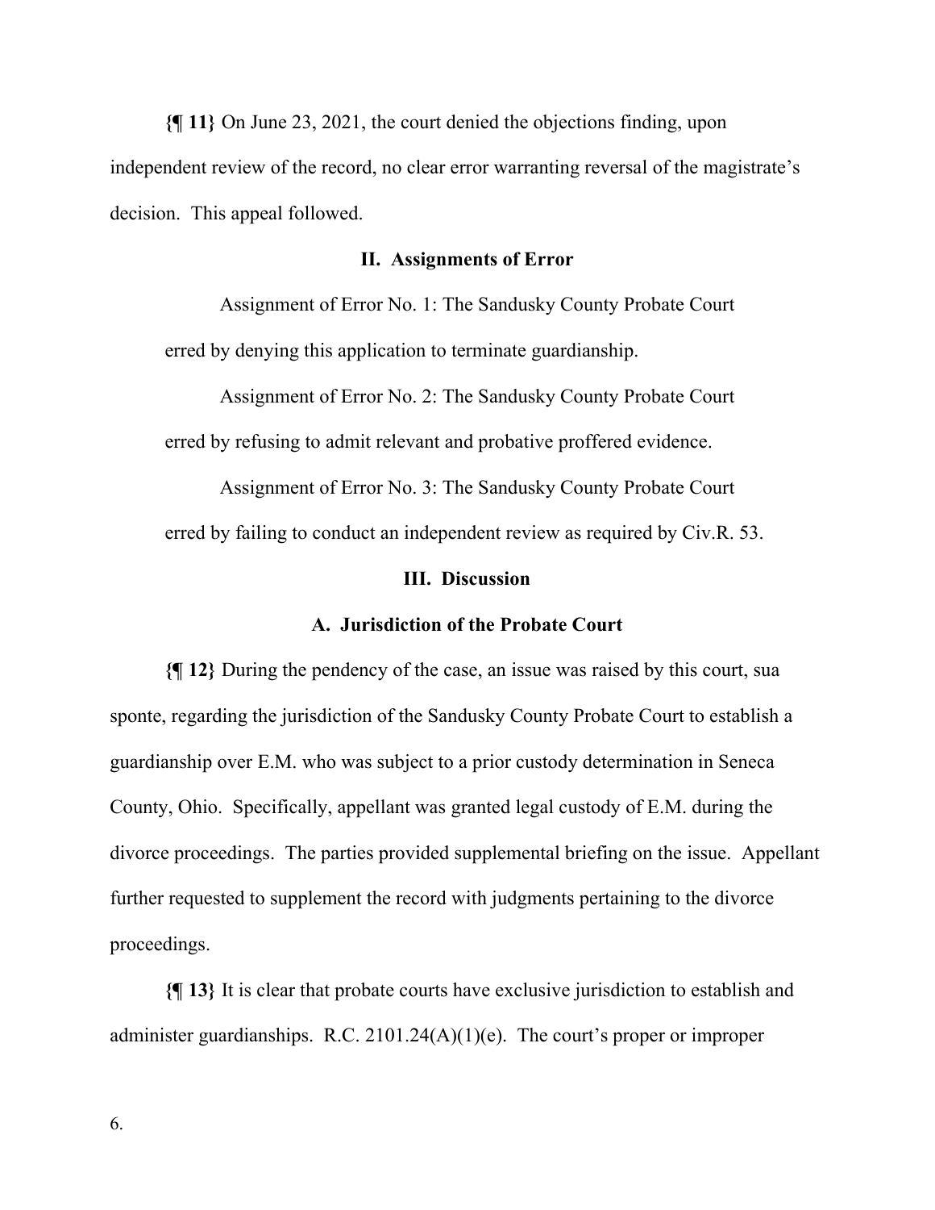**{¶ 11}** On June 23, 2021, the court denied the objections finding, upon independent review of the record, no clear error warranting reversal of the magistrate's decision. This appeal followed.

## II. Assignments of Error

> Assignment of Error No. 1: The Sandusky County Probate Court erred by denying this application to terminate guardianship.
>
> Assignment of Error No. 2: The Sandusky County Probate Court erred by refusing to admit relevant and probative proffered evidence.
>
> Assignment of Error No. 3: The Sandusky County Probate Court erred by failing to conduct an independent review as required by Civ.R. 53.

## III. Discussion

### A. Jurisdiction of the Probate Court

**{¶ 12}** During the pendency of the case, an issue was raised by this court, sua sponte, regarding the jurisdiction of the Sandusky County Probate Court to establish a guardianship over E.M. who was subject to a prior custody determination in Seneca County, Ohio. Specifically, appellant was granted legal custody of E.M. during the divorce proceedings. The parties provided supplemental briefing on the issue. Appellant further requested to supplement the record with judgments pertaining to the divorce proceedings.

**{¶ 13}** It is clear that probate courts have exclusive jurisdiction to establish and administer guardianships. R.C. 2101.24(A)(1)(e). The court's proper or improper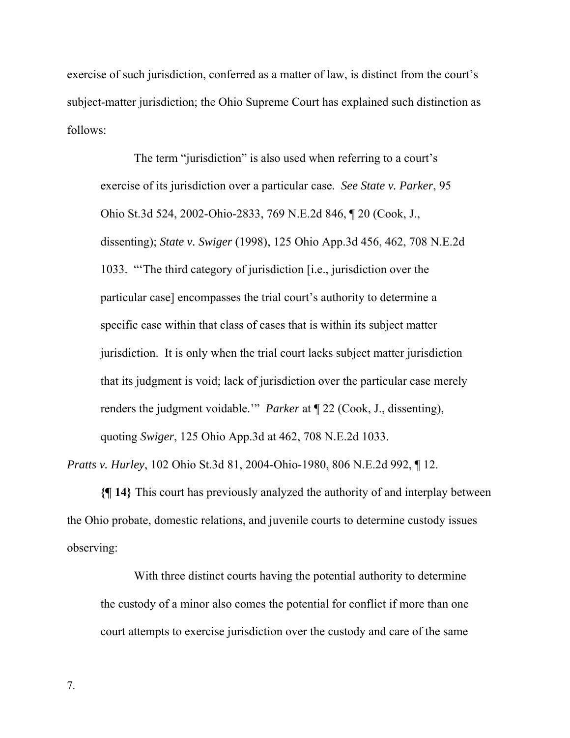exercise of such jurisdiction, conferred as a matter of law, is distinct from the court's subject-matter jurisdiction; the Ohio Supreme Court has explained such distinction as follows:

> The term "jurisdiction" is also used when referring to a court's exercise of its jurisdiction over a particular case. *See State v. Parker*, 95 Ohio St.3d 524, 2002-Ohio-2833, 769 N.E.2d 846, ¶ 20 (Cook, J., dissenting); *State v. Swiger* (1998), 125 Ohio App.3d 456, 462, 708 N.E.2d 1033. "'The third category of jurisdiction [i.e., jurisdiction over the particular case] encompasses the trial court's authority to determine a specific case within that class of cases that is within its subject matter jurisdiction. It is only when the trial court lacks subject matter jurisdiction that its judgment is void; lack of jurisdiction over the particular case merely renders the judgment voidable.'" *Parker* at ¶ 22 (Cook, J., dissenting), quoting *Swiger*, 125 Ohio App.3d at 462, 708 N.E.2d 1033.

*Pratts v. Hurley*, 102 Ohio St.3d 81, 2004-Ohio-1980, 806 N.E.2d 992, ¶ 12.

**{¶ 14}** This court has previously analyzed the authority of and interplay between the Ohio probate, domestic relations, and juvenile courts to determine custody issues observing:

> With three distinct courts having the potential authority to determine the custody of a minor also comes the potential for conflict if more than one court attempts to exercise jurisdiction over the custody and care of the same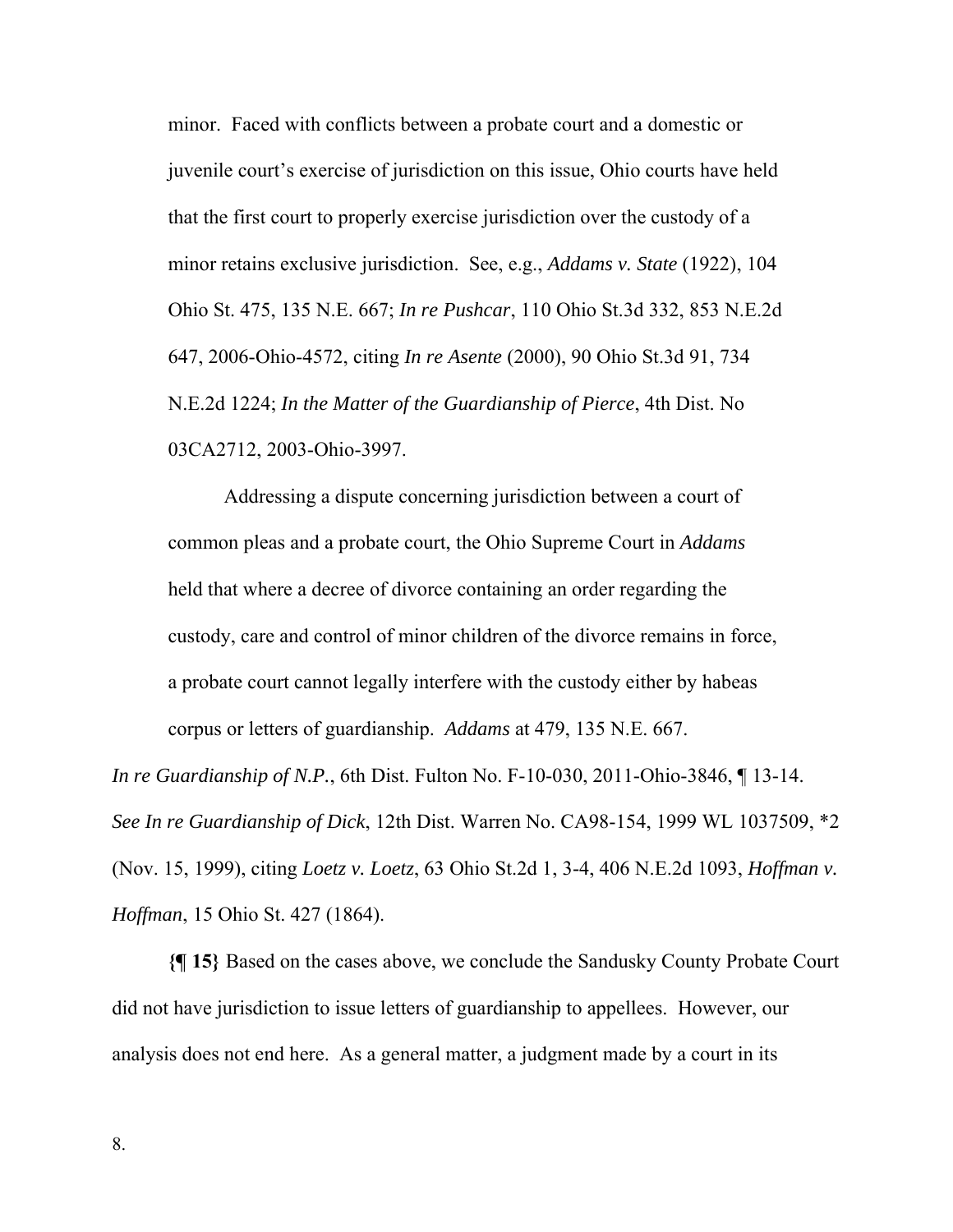> minor. Faced with conflicts between a probate court and a domestic or juvenile court's exercise of jurisdiction on this issue, Ohio courts have held that the first court to properly exercise jurisdiction over the custody of a minor retains exclusive jurisdiction. See, e.g., *Addams v. State* (1922), 104 Ohio St. 475, 135 N.E. 667; *In re Pushcar*, 110 Ohio St.3d 332, 853 N.E.2d 647, 2006-Ohio-4572, citing *In re Asente* (2000), 90 Ohio St.3d 91, 734 N.E.2d 1224; *In the Matter of the Guardianship of Pierce*, 4th Dist. No 03CA2712, 2003-Ohio-3997.
>
> Addressing a dispute concerning jurisdiction between a court of common pleas and a probate court, the Ohio Supreme Court in *Addams* held that where a decree of divorce containing an order regarding the custody, care and control of minor children of the divorce remains in force, a probate court cannot legally interfere with the custody either by habeas corpus or letters of guardianship. *Addams* at 479, 135 N.E. 667.

*In re Guardianship of N.P.*, 6th Dist. Fulton No. F-10-030, 2011-Ohio-3846, ¶ 13-14. *See In re Guardianship of Dick*, 12th Dist. Warren No. CA98-154, 1999 WL 1037509, *2 (Nov. 15, 1999), citing *Loetz v. Loetz*, 63 Ohio St.2d 1, 3-4, 406 N.E.2d 1093, *Hoffman v. Hoffman*, 15 Ohio St. 427 (1864).

**{¶ 15}** Based on the cases above, we conclude the Sandusky County Probate Court did not have jurisdiction to issue letters of guardianship to appellees. However, our analysis does not end here. As a general matter, a judgment made by a court in its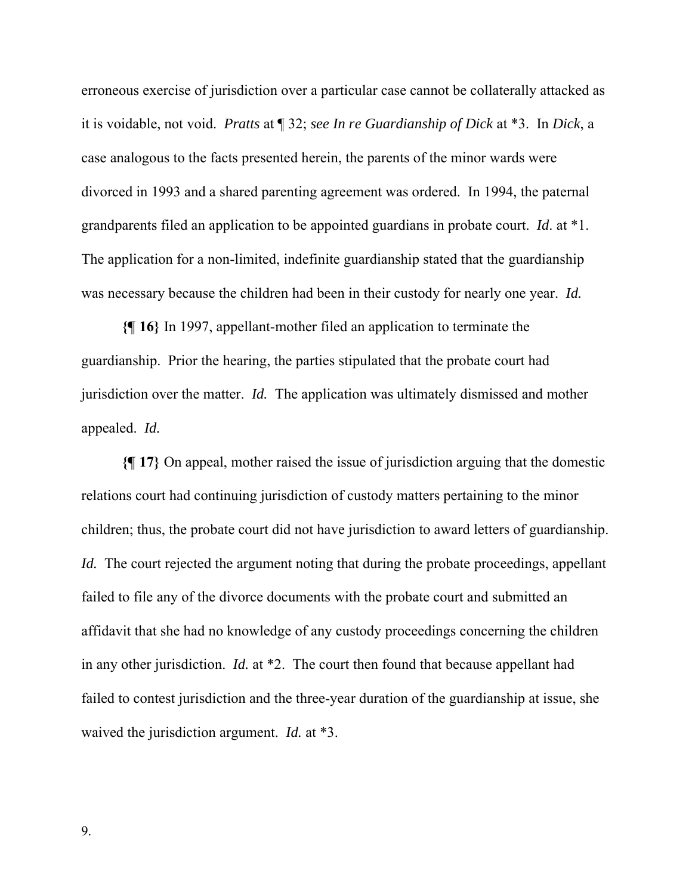erroneous exercise of jurisdiction over a particular case cannot be collaterally attacked as it is voidable, not void. *Pratts* at ¶ 32; *see In re Guardianship of Dick* at *3. In *Dick*, a case analogous to the facts presented herein, the parents of the minor wards were divorced in 1993 and a shared parenting agreement was ordered. In 1994, the paternal grandparents filed an application to be appointed guardians in probate court. *Id*. at *1. The application for a non-limited, indefinite guardianship stated that the guardianship was necessary because the children had been in their custody for nearly one year. *Id.*

**{¶ 16}** In 1997, appellant-mother filed an application to terminate the guardianship. Prior the hearing, the parties stipulated that the probate court had jurisdiction over the matter. *Id.* The application was ultimately dismissed and mother appealed. *Id.*

**{¶ 17}** On appeal, mother raised the issue of jurisdiction arguing that the domestic relations court had continuing jurisdiction of custody matters pertaining to the minor children; thus, the probate court did not have jurisdiction to award letters of guardianship. *Id.* The court rejected the argument noting that during the probate proceedings, appellant failed to file any of the divorce documents with the probate court and submitted an affidavit that she had no knowledge of any custody proceedings concerning the children in any other jurisdiction. *Id.* at *2. The court then found that because appellant had failed to contest jurisdiction and the three-year duration of the guardianship at issue, she waived the jurisdiction argument. *Id.* at *3.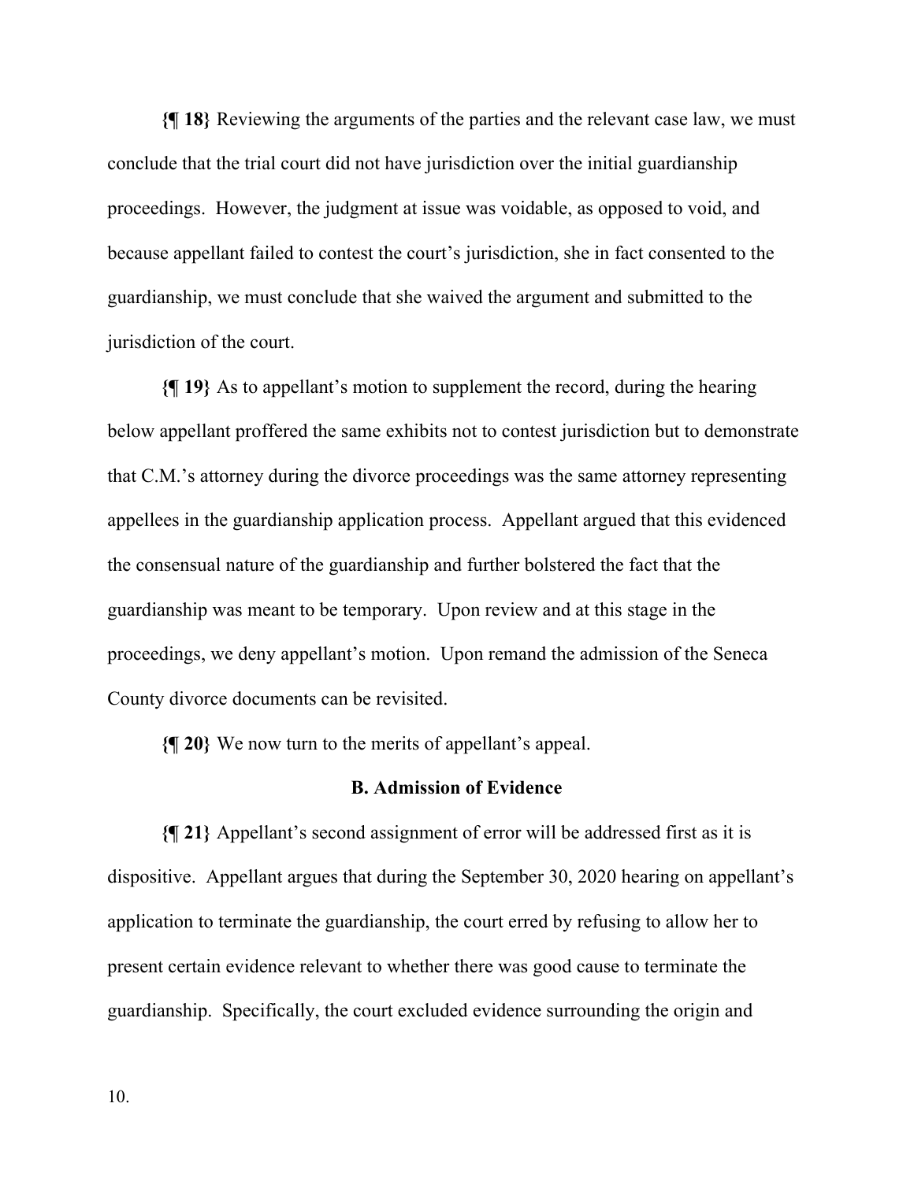**{¶ 18}** Reviewing the arguments of the parties and the relevant case law, we must conclude that the trial court did not have jurisdiction over the initial guardianship proceedings. However, the judgment at issue was voidable, as opposed to void, and because appellant failed to contest the court's jurisdiction, she in fact consented to the guardianship, we must conclude that she waived the argument and submitted to the jurisdiction of the court.

**{¶ 19}** As to appellant's motion to supplement the record, during the hearing below appellant proffered the same exhibits not to contest jurisdiction but to demonstrate that C.M.'s attorney during the divorce proceedings was the same attorney representing appellees in the guardianship application process. Appellant argued that this evidenced the consensual nature of the guardianship and further bolstered the fact that the guardianship was meant to be temporary. Upon review and at this stage in the proceedings, we deny appellant's motion. Upon remand the admission of the Seneca County divorce documents can be revisited.

**{¶ 20}** We now turn to the merits of appellant's appeal.

### B. Admission of Evidence

**{¶ 21}** Appellant's second assignment of error will be addressed first as it is dispositive. Appellant argues that during the September 30, 2020 hearing on appellant's application to terminate the guardianship, the court erred by refusing to allow her to present certain evidence relevant to whether there was good cause to terminate the guardianship. Specifically, the court excluded evidence surrounding the origin and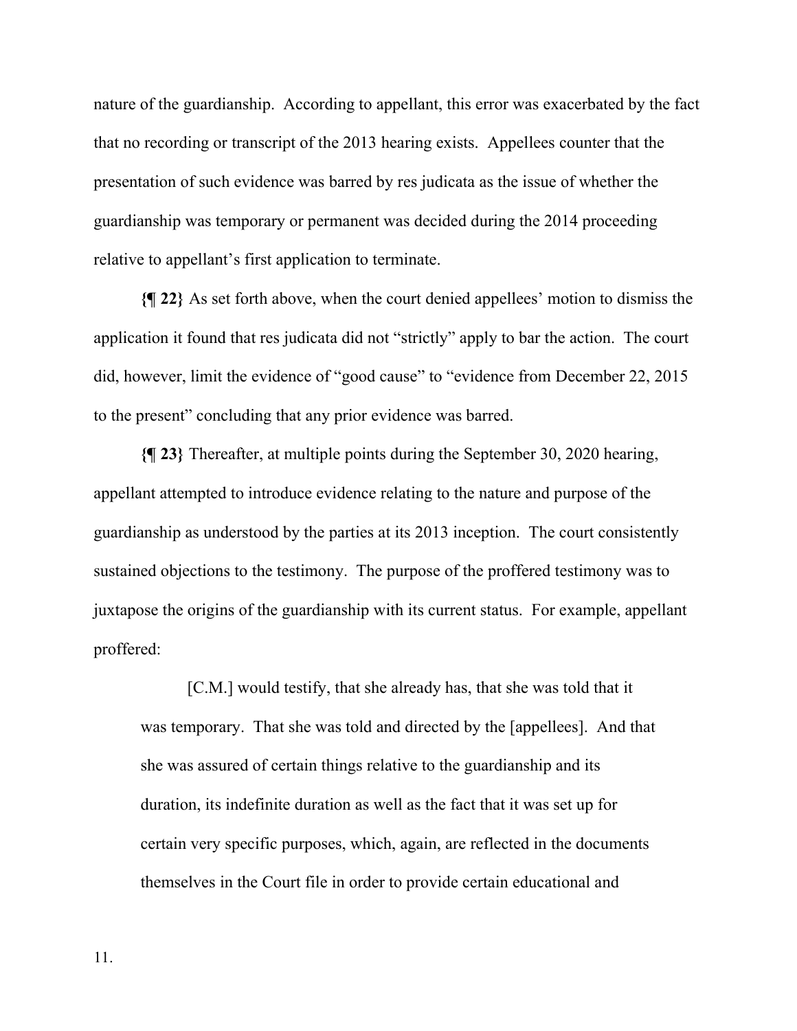nature of the guardianship. According to appellant, this error was exacerbated by the fact that no recording or transcript of the 2013 hearing exists. Appellees counter that the presentation of such evidence was barred by res judicata as the issue of whether the guardianship was temporary or permanent was decided during the 2014 proceeding relative to appellant's first application to terminate.

**{¶ 22}** As set forth above, when the court denied appellees' motion to dismiss the application it found that res judicata did not "strictly" apply to bar the action. The court did, however, limit the evidence of "good cause" to "evidence from December 22, 2015 to the present" concluding that any prior evidence was barred.

**{¶ 23}** Thereafter, at multiple points during the September 30, 2020 hearing, appellant attempted to introduce evidence relating to the nature and purpose of the guardianship as understood by the parties at its 2013 inception. The court consistently sustained objections to the testimony. The purpose of the proffered testimony was to juxtapose the origins of the guardianship with its current status. For example, appellant proffered:

> [C.M.] would testify, that she already has, that she was told that it was temporary. That she was told and directed by the [appellees]. And that she was assured of certain things relative to the guardianship and its duration, its indefinite duration as well as the fact that it was set up for certain very specific purposes, which, again, are reflected in the documents themselves in the Court file in order to provide certain educational and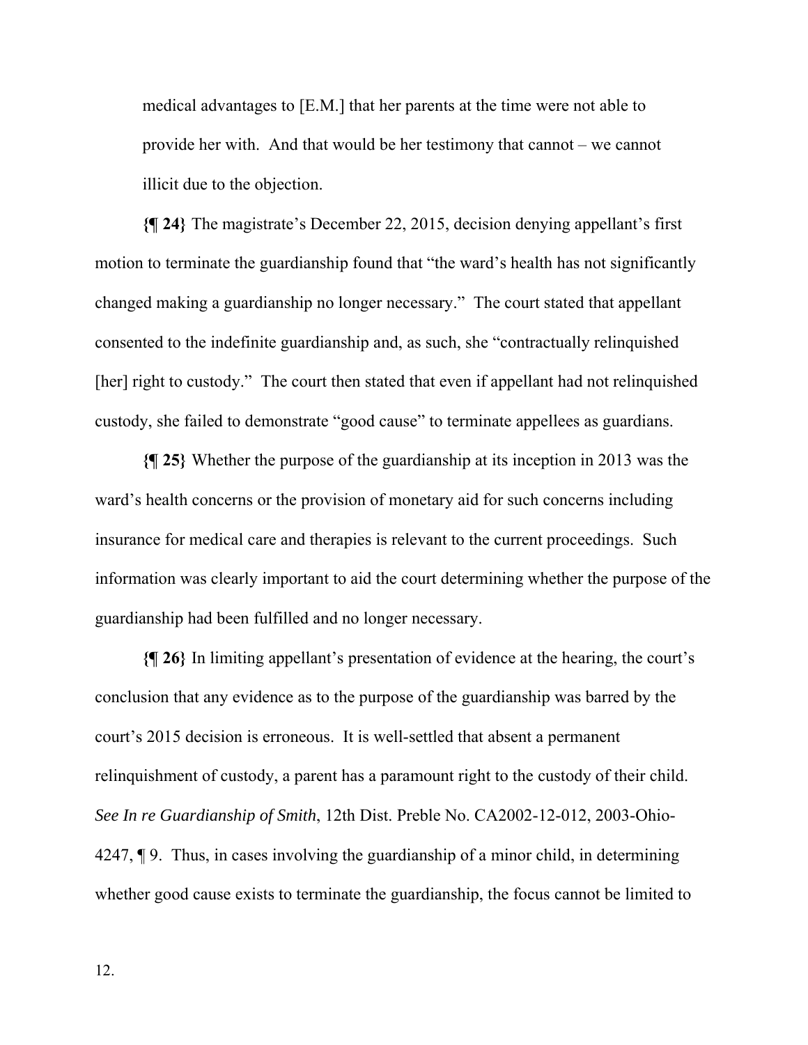medical advantages to [E.M.] that her parents at the time were not able to provide her with. And that would be her testimony that cannot – we cannot illicit due to the objection.

**{¶ 24}** The magistrate's December 22, 2015, decision denying appellant's first motion to terminate the guardianship found that "the ward's health has not significantly changed making a guardianship no longer necessary." The court stated that appellant consented to the indefinite guardianship and, as such, she "contractually relinquished [her] right to custody." The court then stated that even if appellant had not relinquished custody, she failed to demonstrate "good cause" to terminate appellees as guardians.

**{¶ 25}** Whether the purpose of the guardianship at its inception in 2013 was the ward's health concerns or the provision of monetary aid for such concerns including insurance for medical care and therapies is relevant to the current proceedings. Such information was clearly important to aid the court determining whether the purpose of the guardianship had been fulfilled and no longer necessary.

**{¶ 26}** In limiting appellant's presentation of evidence at the hearing, the court's conclusion that any evidence as to the purpose of the guardianship was barred by the court's 2015 decision is erroneous. It is well-settled that absent a permanent relinquishment of custody, a parent has a paramount right to the custody of their child. *See In re Guardianship of Smith*, 12th Dist. Preble No. CA2002-12-012, 2003-Ohio-4247, ¶ 9. Thus, in cases involving the guardianship of a minor child, in determining whether good cause exists to terminate the guardianship, the focus cannot be limited to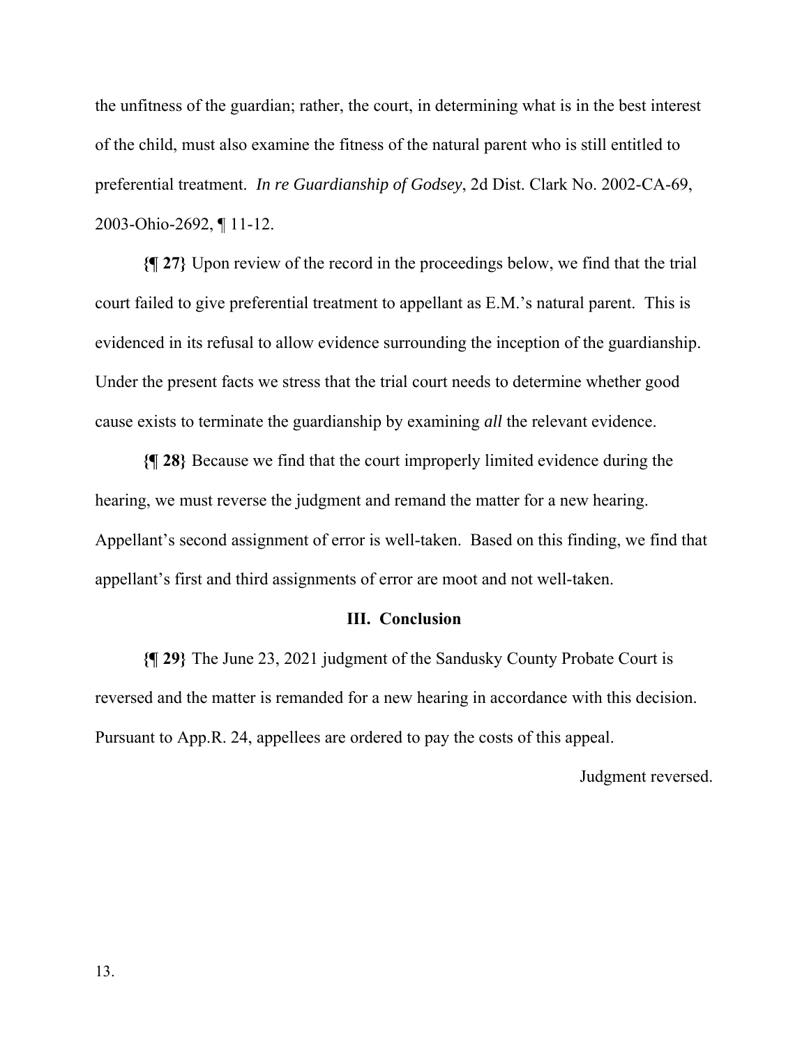the unfitness of the guardian; rather, the court, in determining what is in the best interest of the child, must also examine the fitness of the natural parent who is still entitled to preferential treatment. *In re Guardianship of Godsey*, 2d Dist. Clark No. 2002-CA-69, 2003-Ohio-2692, ¶ 11-12.

**{¶ 27}** Upon review of the record in the proceedings below, we find that the trial court failed to give preferential treatment to appellant as E.M.'s natural parent. This is evidenced in its refusal to allow evidence surrounding the inception of the guardianship. Under the present facts we stress that the trial court needs to determine whether good cause exists to terminate the guardianship by examining *all* the relevant evidence.

**{¶ 28}** Because we find that the court improperly limited evidence during the hearing, we must reverse the judgment and remand the matter for a new hearing. Appellant's second assignment of error is well-taken. Based on this finding, we find that appellant's first and third assignments of error are moot and not well-taken.

## III. Conclusion

**{¶ 29}** The June 23, 2021 judgment of the Sandusky County Probate Court is reversed and the matter is remanded for a new hearing in accordance with this decision. Pursuant to App.R. 24, appellees are ordered to pay the costs of this appeal.

Judgment reversed.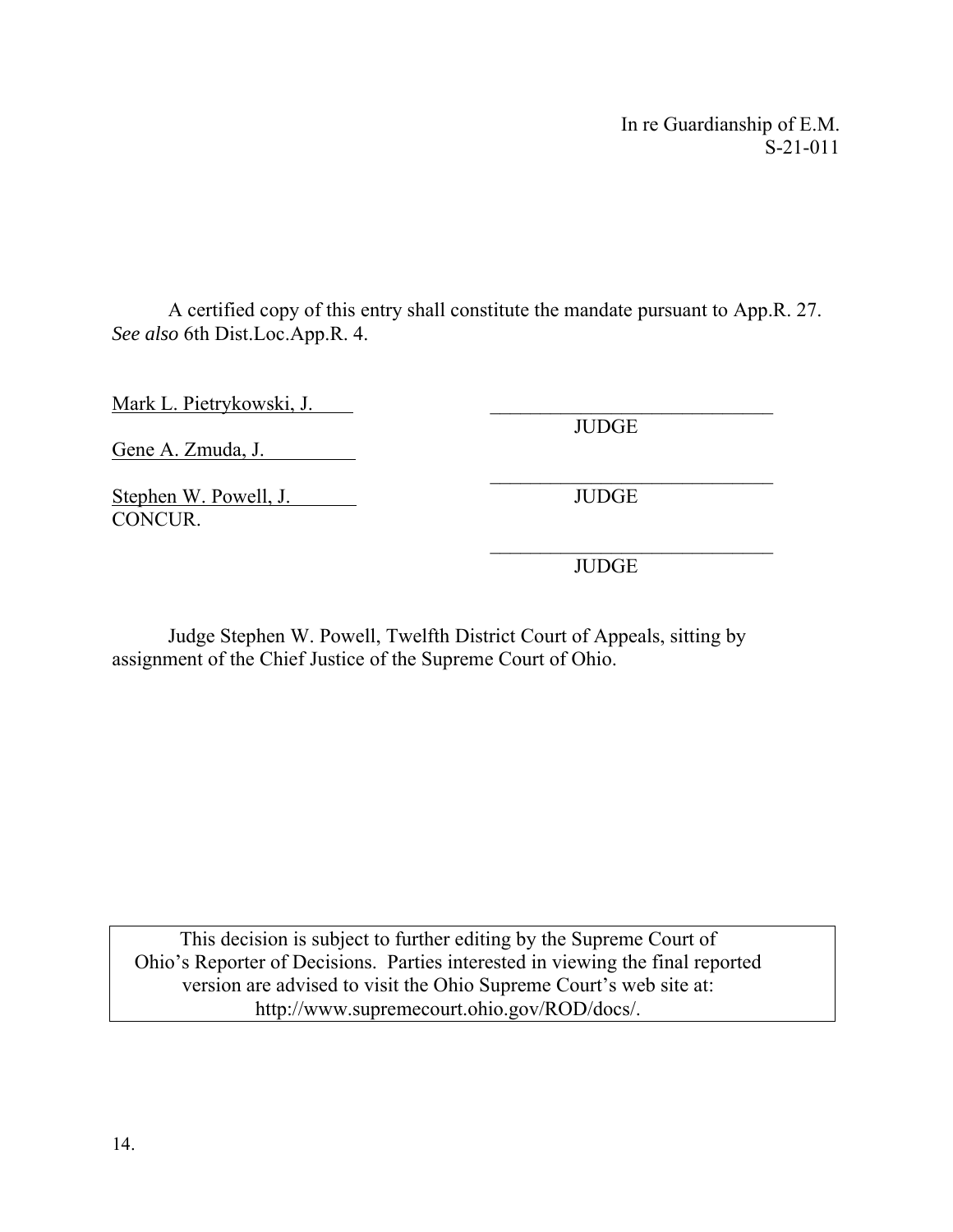A certified copy of this entry shall constitute the mandate pursuant to App.R. 27. *See also* 6th Dist.Loc.App.R. 4.

| | |
|---|---|
| Mark L. Pietrykowski, J. | _____________________________ JUDGE |
| Gene A. Zmuda, J. | _____________________________ JUDGE |
| Stephen W. Powell, J. CONCUR. | _____________________________ JUDGE |

Judge Stephen W. Powell, Twelfth District Court of Appeals, sitting by assignment of the Chief Justice of the Supreme Court of Ohio.

This decision is subject to further editing by the Supreme Court of Ohio's Reporter of Decisions. Parties interested in viewing the final reported version are advised to visit the Ohio Supreme Court's web site at: http://www.supremecourt.ohio.gov/ROD/docs/.